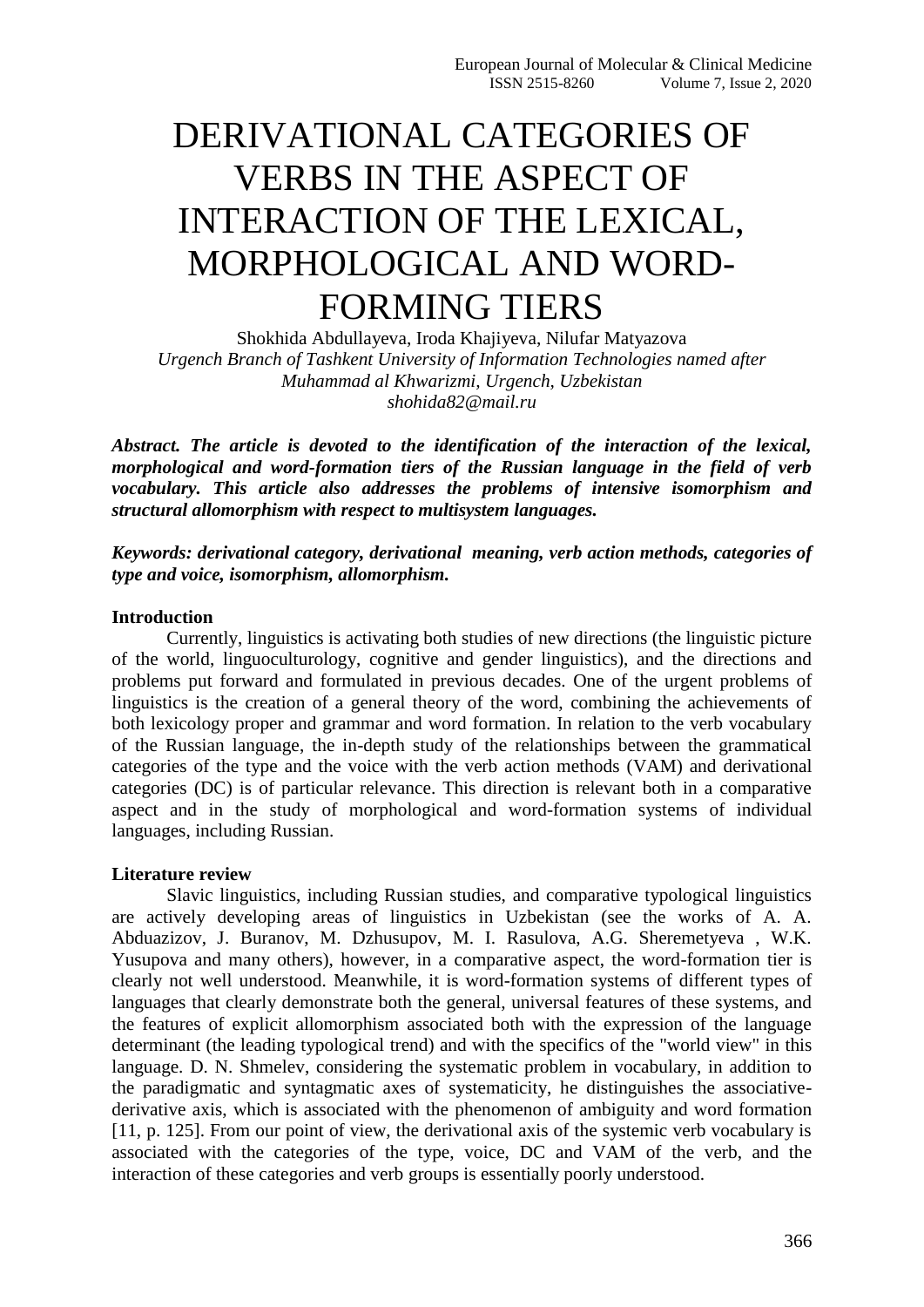# DERIVATIONAL CATEGORIES OF VERBS IN THE ASPECT OF INTERACTION OF THE LEXICAL, MORPHOLOGICAL AND WORD-FORMING TIERS

Shokhida Abdullayeva, Iroda Khajiyeva, Nilufar Matyazova

*Urgench Branch of Tashkent University of Information Technologies named after Muhammad al Khwarizmi, Urgench, Uzbekistan*

*shohida82@mail.ru*

***Abstract. The article is devoted to the identification of the interaction of the lexical, morphological and word-formation tiers of the Russian language in the field of verb vocabulary. This article also addresses the problems of intensive isomorphism and structural allomorphism with respect to multisystem languages.***

***Keywords: derivational category, derivational meaning, verb action methods, categories of type and voice, isomorphism, allomorphism.***

**Introduction**

Currently, linguistics is activating both studies of new directions (the linguistic picture of the world, linguoculturology, cognitive and gender linguistics), and the directions and problems put forward and formulated in previous decades. One of the urgent problems of linguistics is the creation of a general theory of the word, combining the achievements of both lexicology proper and grammar and word formation. In relation to the verb vocabulary of the Russian language, the in-depth study of the relationships between the grammatical categories of the type and the voice with the verb action methods (VAM) and derivational categories (DC) is of particular relevance. This direction is relevant both in a comparative aspect and in the study of morphological and word-formation systems of individual languages, including Russian.

**Literature review**

Slavic linguistics, including Russian studies, and comparative typological linguistics are actively developing areas of linguistics in Uzbekistan (see the works of A. A. Abduazizov, J. Buranov, M. Dzhusupov, M. I. Rasulova, A.G. Sheremetyeva , W.K. Yusupova and many others), however, in a comparative aspect, the word-formation tier is clearly not well understood. Meanwhile, it is word-formation systems of different types of languages that clearly demonstrate both the general, universal features of these systems, and the features of explicit allomorphism associated both with the expression of the language determinant (the leading typological trend) and with the specifics of the "world view" in this language. D. N. Shmelev, considering the systematic problem in vocabulary, in addition to the paradigmatic and syntagmatic axes of systematicity, he distinguishes the associative-derivative axis, which is associated with the phenomenon of ambiguity and word formation [11, p. 125]. From our point of view, the derivational axis of the systemic verb vocabulary is associated with the categories of the type, voice, DC and VAM of the verb, and the interaction of these categories and verb groups is essentially poorly understood.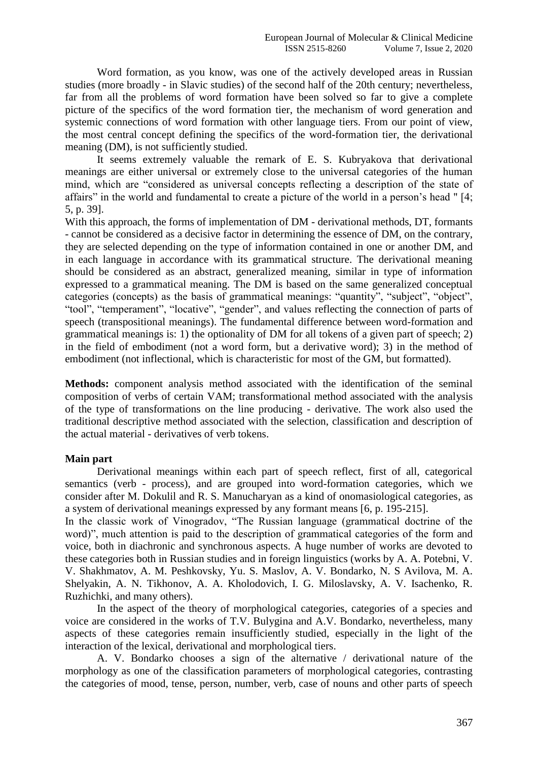Word formation, as you know, was one of the actively developed areas in Russian studies (more broadly - in Slavic studies) of the second half of the 20th century; nevertheless, far from all the problems of word formation have been solved so far to give a complete picture of the specifics of the word formation tier, the mechanism of word generation and systemic connections of word formation with other language tiers. From our point of view, the most central concept defining the specifics of the word-formation tier, the derivational meaning (DM), is not sufficiently studied.

It seems extremely valuable the remark of E. S. Kubryakova that derivational meanings are either universal or extremely close to the universal categories of the human mind, which are "considered as universal concepts reflecting a description of the state of affairs" in the world and fundamental to create a picture of the world in a person's head " [4; 5, p. 39].

With this approach, the forms of implementation of DM - derivational methods, DT, formants - cannot be considered as a decisive factor in determining the essence of DM, on the contrary, they are selected depending on the type of information contained in one or another DM, and in each language in accordance with its grammatical structure. The derivational meaning should be considered as an abstract, generalized meaning, similar in type of information expressed to a grammatical meaning. The DM is based on the same generalized conceptual categories (concepts) as the basis of grammatical meanings: "quantity", "subject", "object", "tool", "temperament", "locative", "gender", and values reflecting the connection of parts of speech (transpositional meanings). The fundamental difference between word-formation and grammatical meanings is: 1) the optionality of DM for all tokens of a given part of speech; 2) in the field of embodiment (not a word form, but a derivative word); 3) in the method of embodiment (not inflectional, which is characteristic for most of the GM, but formatted).

**Methods:** component analysis method associated with the identification of the seminal composition of verbs of certain VAM; transformational method associated with the analysis of the type of transformations on the line producing - derivative. The work also used the traditional descriptive method associated with the selection, classification and description of the actual material - derivatives of verb tokens.

**Main part**

Derivational meanings within each part of speech reflect, first of all, categorical semantics (verb - process), and are grouped into word-formation categories, which we consider after M. Dokulil and R. S. Manucharyan as a kind of onomasiological categories, as a system of derivational meanings expressed by any formant means [6, p. 195-215].

In the classic work of Vinogradov, "The Russian language (grammatical doctrine of the word)", much attention is paid to the description of grammatical categories of the form and voice, both in diachronic and synchronous aspects. A huge number of works are devoted to these categories both in Russian studies and in foreign linguistics (works by A. A. Potebni, V. V. Shakhmatov, A. M. Peshkovsky, Yu. S. Maslov, A. V. Bondarko, N. S Avilova, M. A. Shelyakin, A. N. Tikhonov, A. A. Kholodovich, I. G. Miloslavsky, A. V. Isachenko, R. Ruzhichki, and many others).

In the aspect of the theory of morphological categories, categories of a species and voice are considered in the works of T.V. Bulygina and A.V. Bondarko, nevertheless, many aspects of these categories remain insufficiently studied, especially in the light of the interaction of the lexical, derivational and morphological tiers.

A. V. Bondarko chooses a sign of the alternative / derivational nature of the morphology as one of the classification parameters of morphological categories, contrasting the categories of mood, tense, person, number, verb, case of nouns and other parts of speech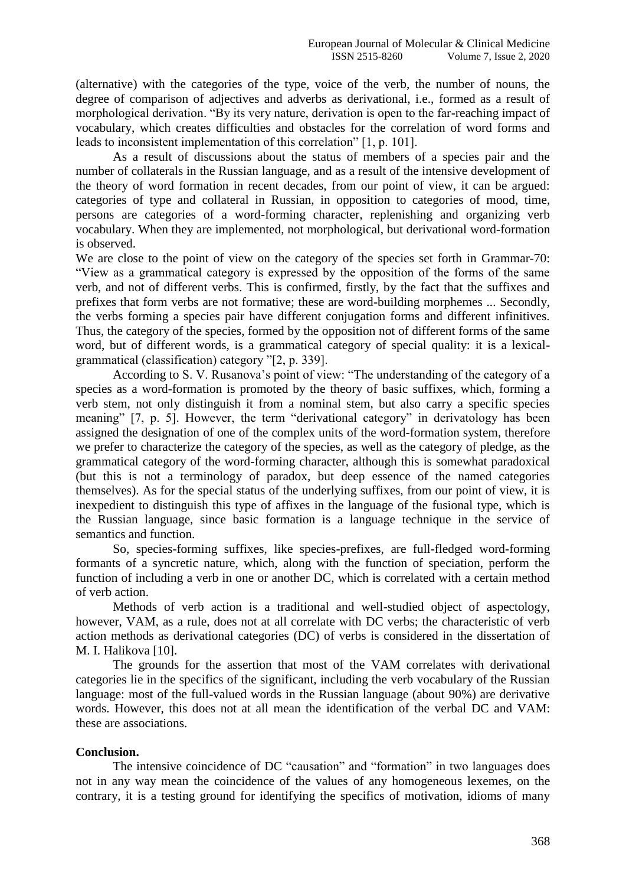(alternative) with the categories of the type, voice of the verb, the number of nouns, the degree of comparison of adjectives and adverbs as derivational, i.e., formed as a result of morphological derivation. "By its very nature, derivation is open to the far-reaching impact of vocabulary, which creates difficulties and obstacles for the correlation of word forms and leads to inconsistent implementation of this correlation" [1, p. 101].

As a result of discussions about the status of members of a species pair and the number of collaterals in the Russian language, and as a result of the intensive development of the theory of word formation in recent decades, from our point of view, it can be argued: categories of type and collateral in Russian, in opposition to categories of mood, time, persons are categories of a word-forming character, replenishing and organizing verb vocabulary. When they are implemented, not morphological, but derivational word-formation is observed.

We are close to the point of view on the category of the species set forth in Grammar-70: "View as a grammatical category is expressed by the opposition of the forms of the same verb, and not of different verbs. This is confirmed, firstly, by the fact that the suffixes and prefixes that form verbs are not formative; these are word-building morphemes ... Secondly, the verbs forming a species pair have different conjugation forms and different infinitives. Thus, the category of the species, formed by the opposition not of different forms of the same word, but of different words, is a grammatical category of special quality: it is a lexical-grammatical (classification) category "[2, p. 339].

According to S. V. Rusanova's point of view: "The understanding of the category of a species as a word-formation is promoted by the theory of basic suffixes, which, forming a verb stem, not only distinguish it from a nominal stem, but also carry a specific species meaning" [7, p. 5]. However, the term "derivational category" in derivatology has been assigned the designation of one of the complex units of the word-formation system, therefore we prefer to characterize the category of the species, as well as the category of pledge, as the grammatical category of the word-forming character, although this is somewhat paradoxical (but this is not a terminology of paradox, but deep essence of the named categories themselves). As for the special status of the underlying suffixes, from our point of view, it is inexpedient to distinguish this type of affixes in the language of the fusional type, which is the Russian language, since basic formation is a language technique in the service of semantics and function.

So, species-forming suffixes, like species-prefixes, are full-fledged word-forming formants of a syncretic nature, which, along with the function of speciation, perform the function of including a verb in one or another DC, which is correlated with a certain method of verb action.

Methods of verb action is a traditional and well-studied object of aspectology, however, VAM, as a rule, does not at all correlate with DC verbs; the characteristic of verb action methods as derivational categories (DC) of verbs is considered in the dissertation of M. I. Halikova [10].

The grounds for the assertion that most of the VAM correlates with derivational categories lie in the specifics of the significant, including the verb vocabulary of the Russian language: most of the full-valued words in the Russian language (about 90%) are derivative words. However, this does not at all mean the identification of the verbal DC and VAM: these are associations.

**Conclusion.**

The intensive coincidence of DC "causation" and "formation" in two languages does not in any way mean the coincidence of the values of any homogeneous lexemes, on the contrary, it is a testing ground for identifying the specifics of motivation, idioms of many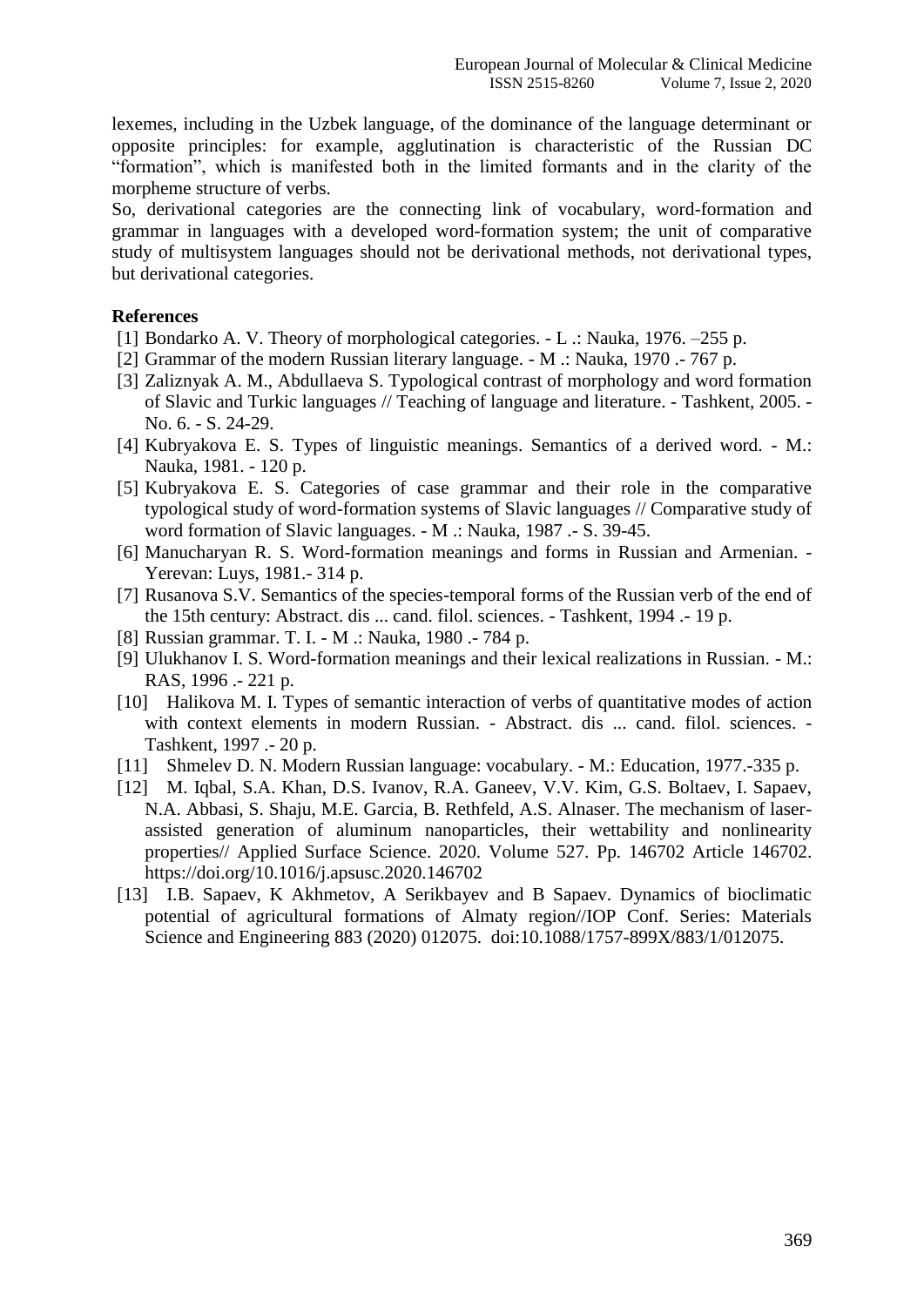lexemes, including in the Uzbek language, of the dominance of the language determinant or opposite principles: for example, agglutination is characteristic of the Russian DC "formation", which is manifested both in the limited formants and in the clarity of the morpheme structure of verbs.

So, derivational categories are the connecting link of vocabulary, word-formation and grammar in languages with a developed word-formation system; the unit of comparative study of multisystem languages should not be derivational methods, not derivational types, but derivational categories.

## References

[1] Bondarko A. V. Theory of morphological categories. - L .: Nauka, 1976. –255 p.

[2] Grammar of the modern Russian literary language. - M .: Nauka, 1970 .- 767 p.

[3] Zaliznyak A. M., Abdullaeva S. Typological contrast of morphology and word formation of Slavic and Turkic languages // Teaching of language and literature. - Tashkent, 2005. - No. 6. - S. 24-29.

[4] Kubryakova E. S. Types of linguistic meanings. Semantics of a derived word. - M.: Nauka, 1981. - 120 p.

[5] Kubryakova E. S. Categories of case grammar and their role in the comparative typological study of word-formation systems of Slavic languages // Comparative study of word formation of Slavic languages. - M .: Nauka, 1987 .- S. 39-45.

[6] Manucharyan R. S. Word-formation meanings and forms in Russian and Armenian. - Yerevan: Luys, 1981.- 314 p.

[7] Rusanova S.V. Semantics of the species-temporal forms of the Russian verb of the end of the 15th century: Abstract. dis ... cand. filol. sciences. - Tashkent, 1994 .- 19 p.

[8] Russian grammar. T. I. - M .: Nauka, 1980 .- 784 p.

[9] Ulukhanov I. S. Word-formation meanings and their lexical realizations in Russian. - M.: RAS, 1996 .- 221 p.

[10] Halikova M. I. Types of semantic interaction of verbs of quantitative modes of action with context elements in modern Russian. - Abstract. dis ... cand. filol. sciences. - Tashkent, 1997 .- 20 p.

[11] Shmelev D. N. Modern Russian language: vocabulary. - M.: Education, 1977.-335 p.

[12] M. Iqbal, S.A. Khan, D.S. Ivanov, R.A. Ganeev, V.V. Kim, G.S. Boltaev, I. Sapaev, N.A. Abbasi, S. Shaju, M.E. Garcia, B. Rethfeld, A.S. Alnaser. The mechanism of laser-assisted generation of aluminum nanoparticles, their wettability and nonlinearity properties// Applied Surface Science. 2020. Volume 527. Pp. 146702 Article 146702. https://doi.org/10.1016/j.apsusc.2020.146702

[13] I.B. Sapaev, K Akhmetov, A Serikbayev and B Sapaev. Dynamics of bioclimatic potential of agricultural formations of Almaty region//IOP Conf. Series: Materials Science and Engineering 883 (2020) 012075. doi:10.1088/1757-899X/883/1/012075.